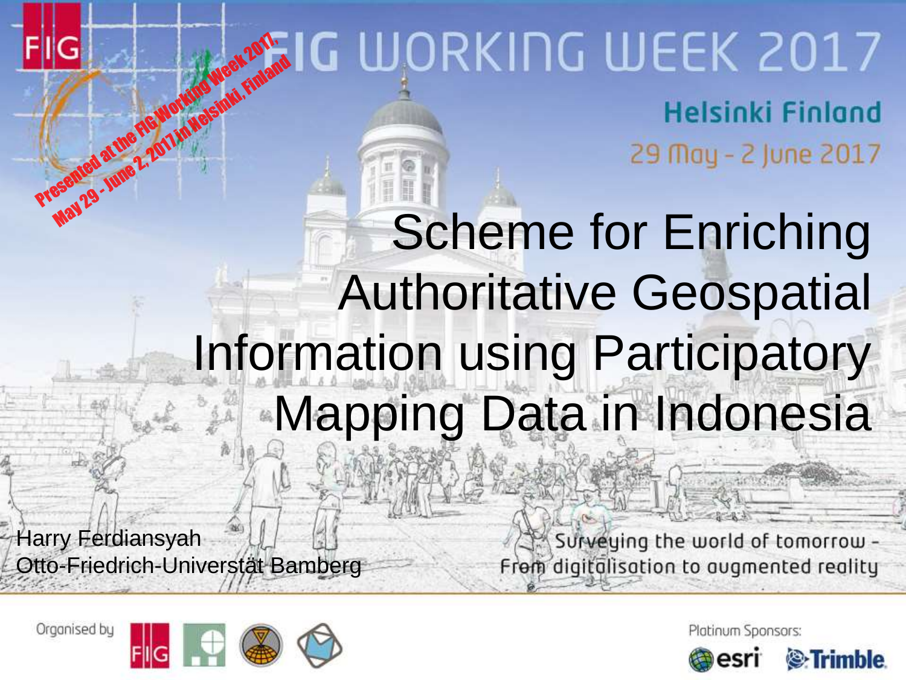Presented at the FIG Working Week 2017, May 29 - June 2, 2017 in Helsinki, Finland

# FIG WORKING WEEK 2017

Helsinki Finland

29 May - 2 June 2017

# Scheme for Enriching Authoritative Geospatial Information using Participatory Mapping Data in Indonesia

Harry Ferdiansyah
Otto-Friedrich-Universtät Bamberg

Surveying the world of tomorrow - From digitalisation to augmented reality

Organised by

Platinum Sponsors: esri Trimble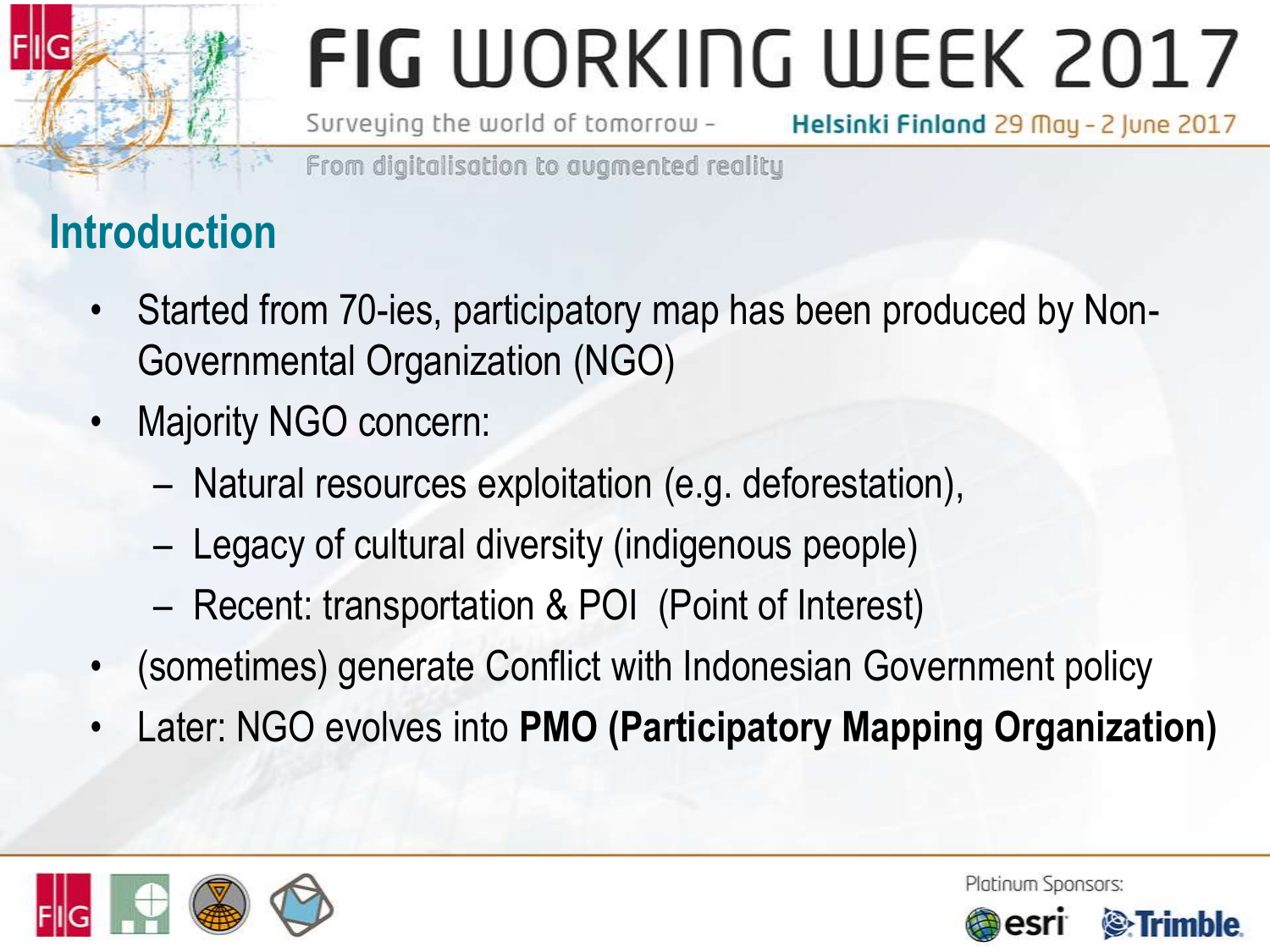## Introduction

- Started from 70-ies, participatory map has been produced by Non-Governmental Organization (NGO)
- Majority NGO concern:
  - Natural resources exploitation (e.g. deforestation),
  - Legacy of cultural diversity (indigenous people)
  - Recent: transportation & POI (Point of Interest)
- (sometimes) generate Conflict with Indonesian Government policy
- Later: NGO evolves into **PMO (Participatory Mapping Organization)**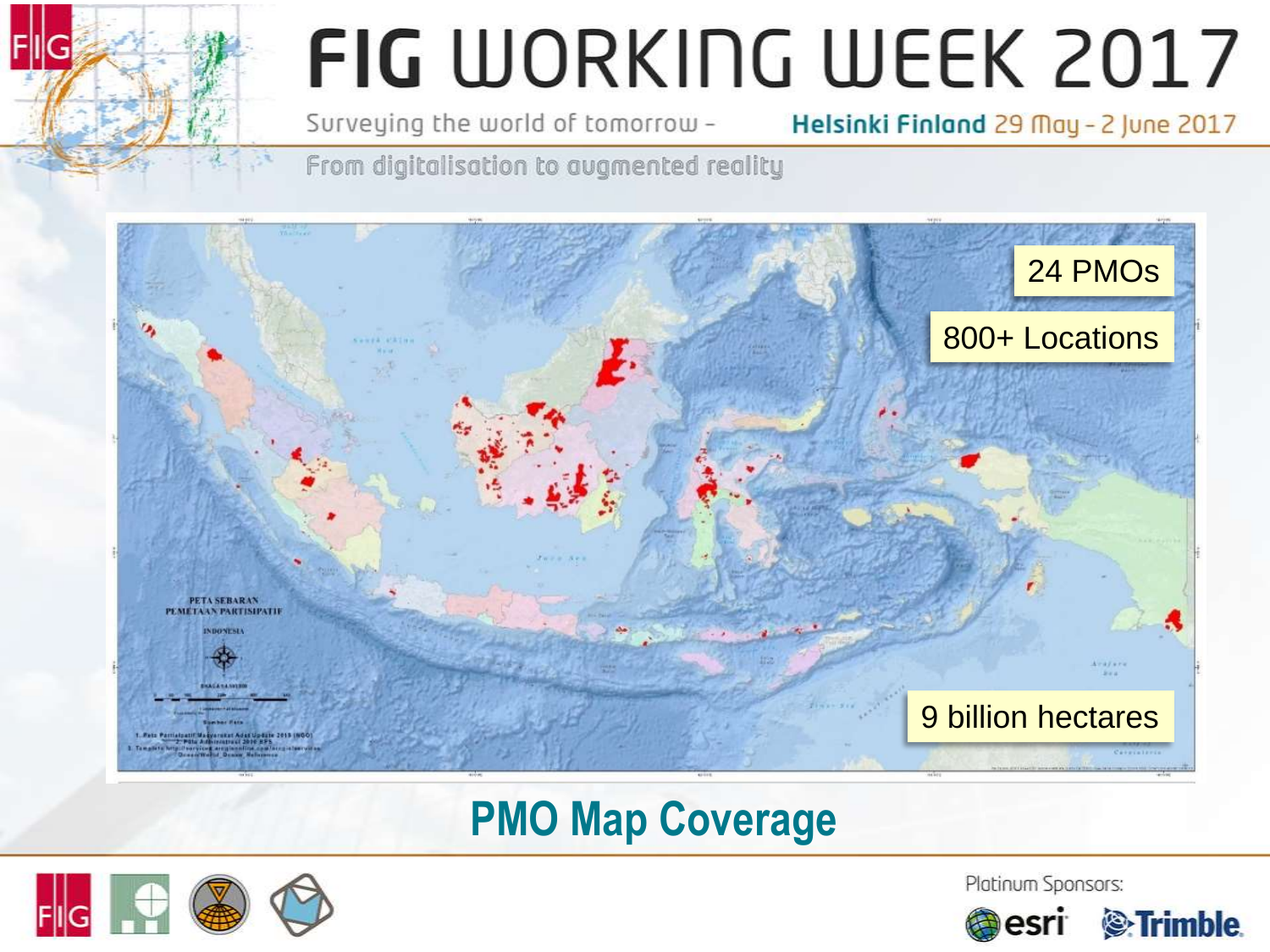24 PMOs

800+ Locations

9 billion hectares

PETA SEBARAN PEMETAAN PARTISIPATIF

INDONESIA

## PMO Map Coverage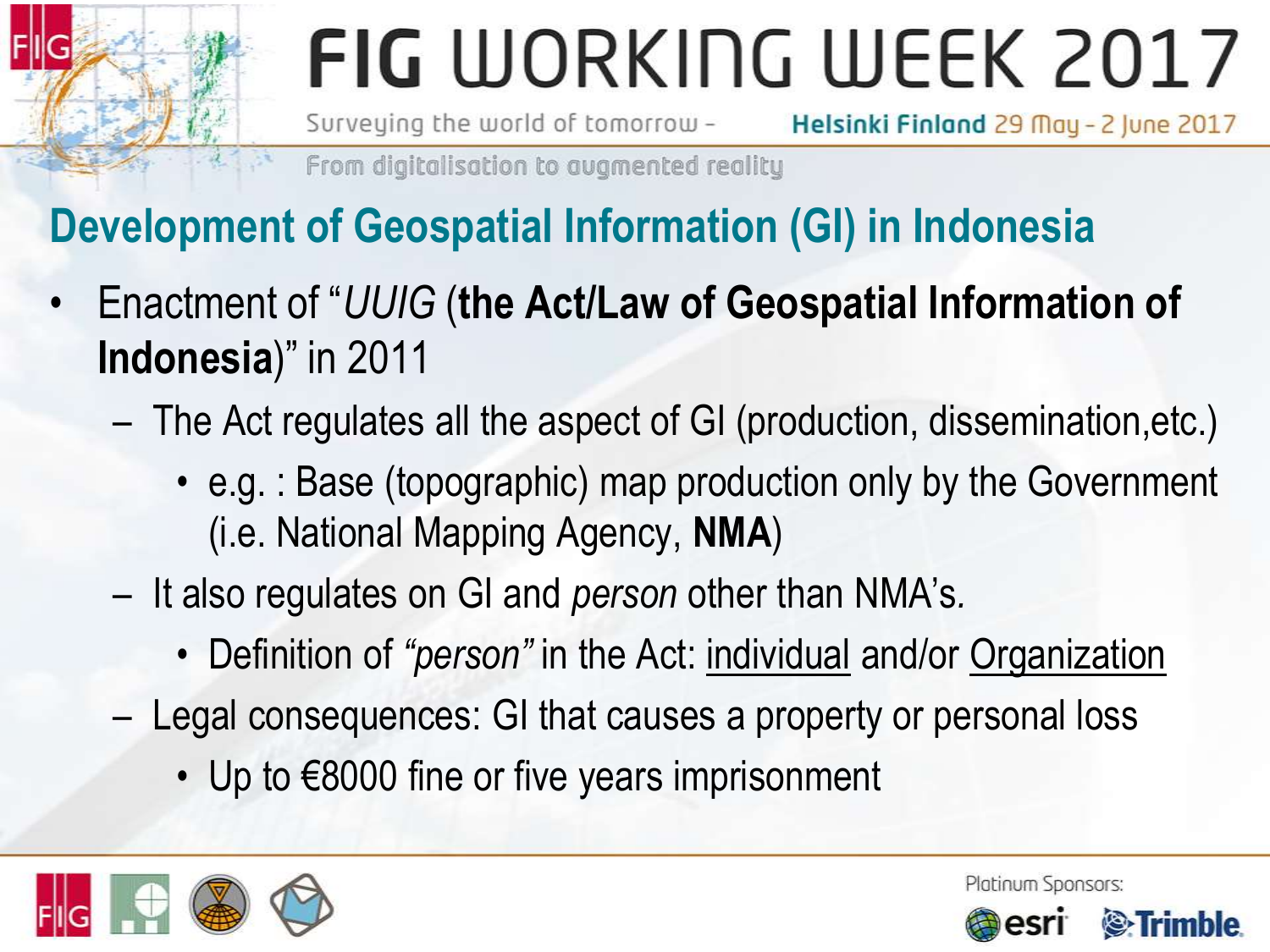## Development of Geospatial Information (GI) in Indonesia

- Enactment of "*UUIG* (**the Act/Law of Geospatial Information of Indonesia**)" in 2011
  - The Act regulates all the aspect of GI (production, dissemination,etc.)
    - e.g. : Base (topographic) map production only by the Government (i.e. National Mapping Agency, **NMA**)
  - It also regulates on GI and *person* other than NMA's.
    - Definition of *"person"* in the Act: <u>individual</u> and/or <u>Organization</u>
  - Legal consequences: GI that causes a property or personal loss
    - Up to €8000 fine or five years imprisonment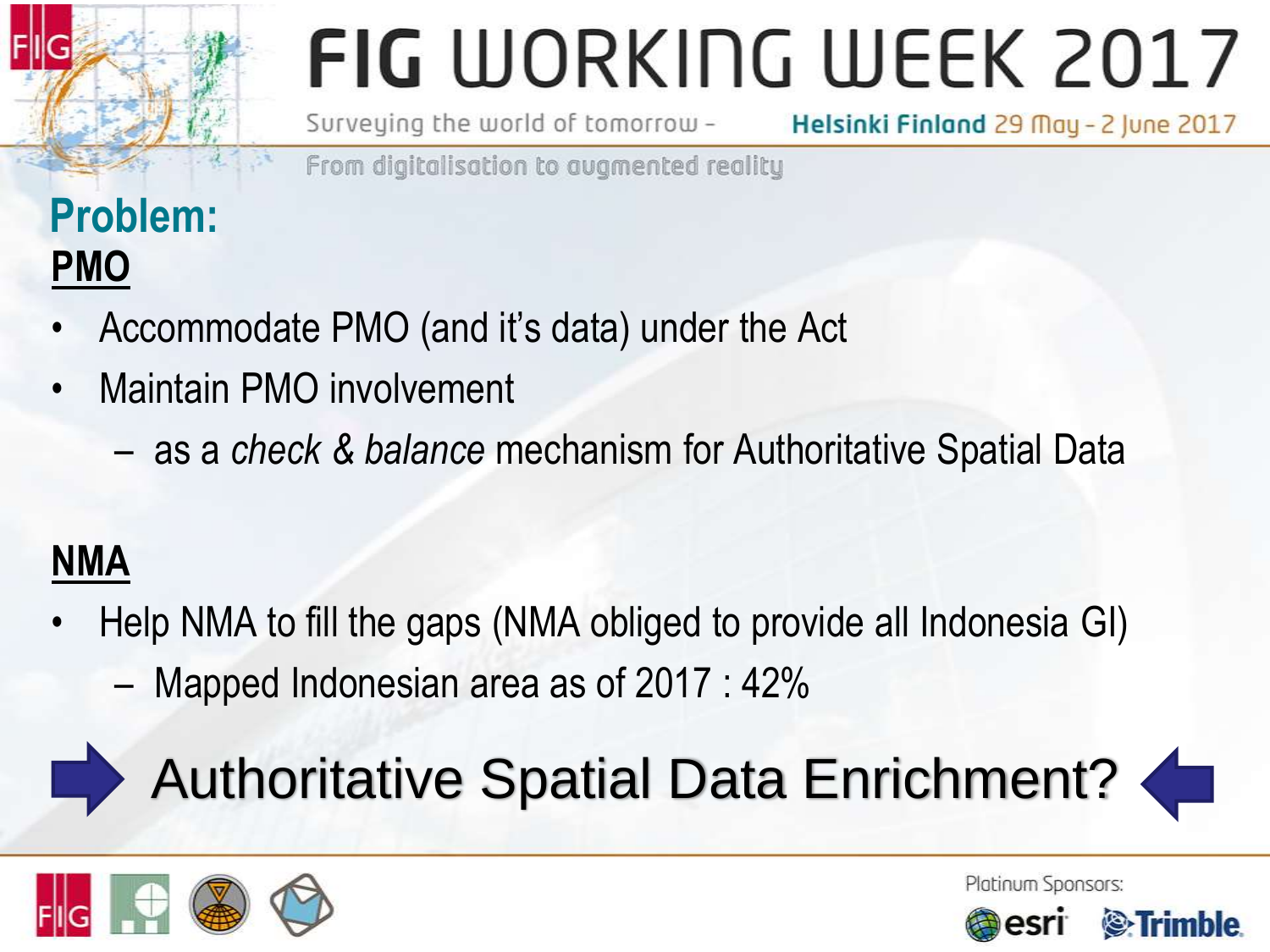## Problem:

### PMO

- Accommodate PMO (and it's data) under the Act
- Maintain PMO involvement
  - as a *check & balance* mechanism for Authoritative Spatial Data

### NMA

- Help NMA to fill the gaps (NMA obliged to provide all Indonesia GI)
  - Mapped Indonesian area as of 2017 : 42%

**Authoritative Spatial Data Enrichment?**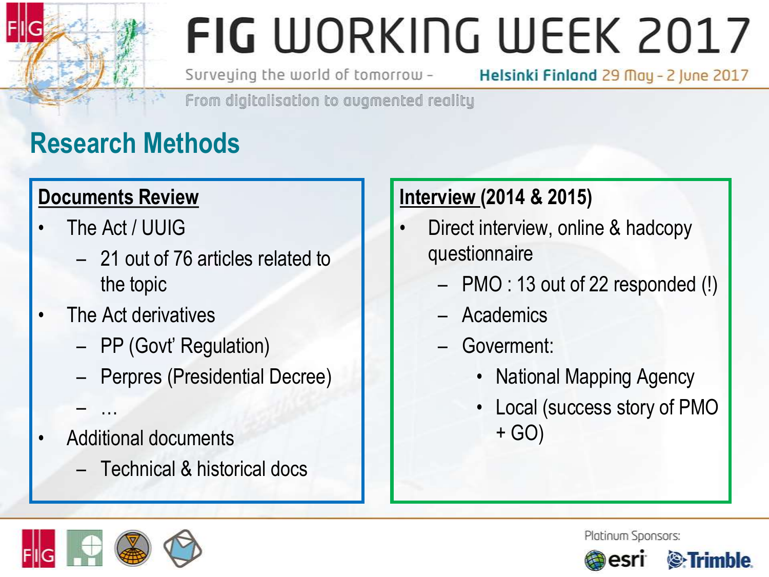## Research Methods

**Documents Review**

- The Act / UUIG
  - 21 out of 76 articles related to the topic
- The Act derivatives
  - PP (Govt' Regulation)
  - Perpres (Presidential Decree)
  - …
- Additional documents
  - Technical & historical docs

**Interview (2014 & 2015)**

- Direct interview, online & hadcopy questionnaire
  - PMO : 13 out of 22 responded (!)
  - Academics
  - Goverment:
    - National Mapping Agency
    - Local (success story of PMO + GO)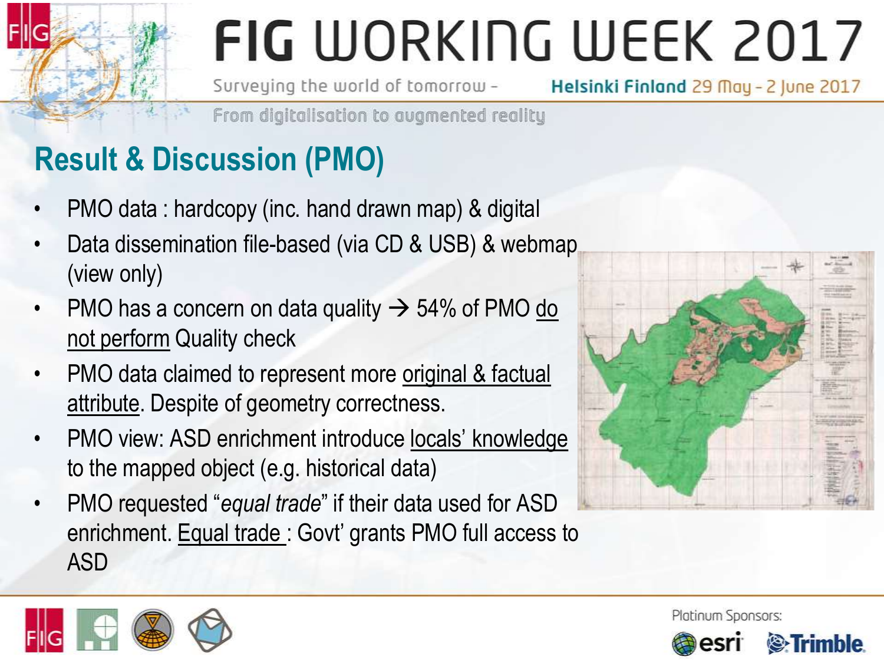## Result & Discussion (PMO)

- PMO data : hardcopy (inc. hand drawn map) & digital
- Data dissemination file-based (via CD & USB) & webmap (view only)
- PMO has a concern on data quality → 54% of PMO do not perform Quality check
- PMO data claimed to represent more original & factual attribute. Despite of geometry correctness.
- PMO view: ASD enrichment introduce locals' knowledge to the mapped object (e.g. historical data)
- PMO requested "*equal trade*" if their data used for ASD enrichment. Equal trade : Govt' grants PMO full access to ASD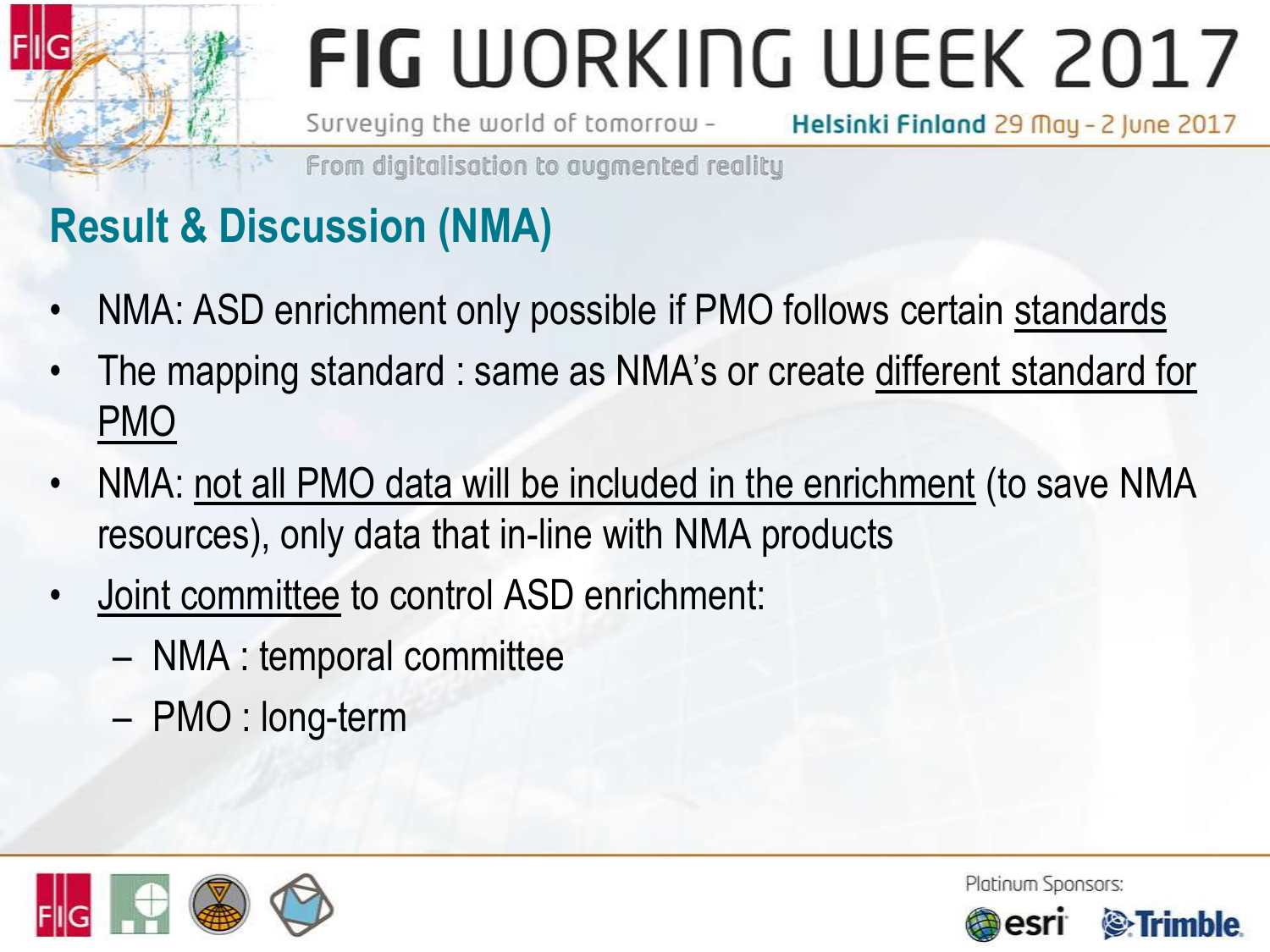## Result & Discussion (NMA)

- NMA: ASD enrichment only possible if PMO follows certain standards
- The mapping standard : same as NMA's or create different standard for PMO
- NMA: not all PMO data will be included in the enrichment (to save NMA resources), only data that in-line with NMA products
- Joint committee to control ASD enrichment:
  - NMA : temporal committee
  - PMO : long-term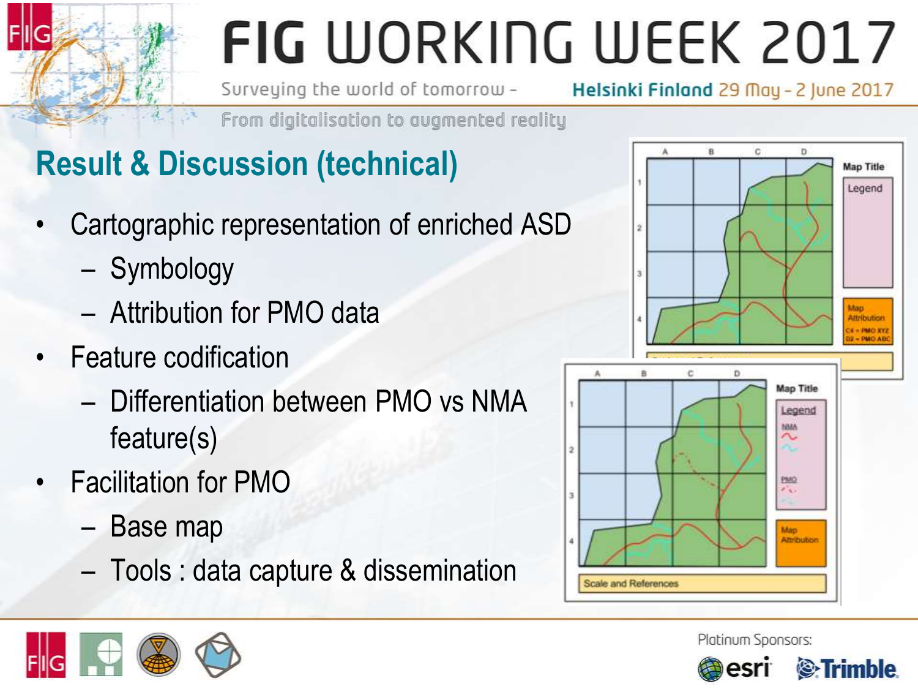## Result & Discussion (technical)

- Cartographic representation of enriched ASD
  - Symbology
  - Attribution for PMO data
- Feature codification
  - Differentiation between PMO vs NMA feature(s)
- Facilitation for PMO
  - Base map
  - Tools : data capture & dissemination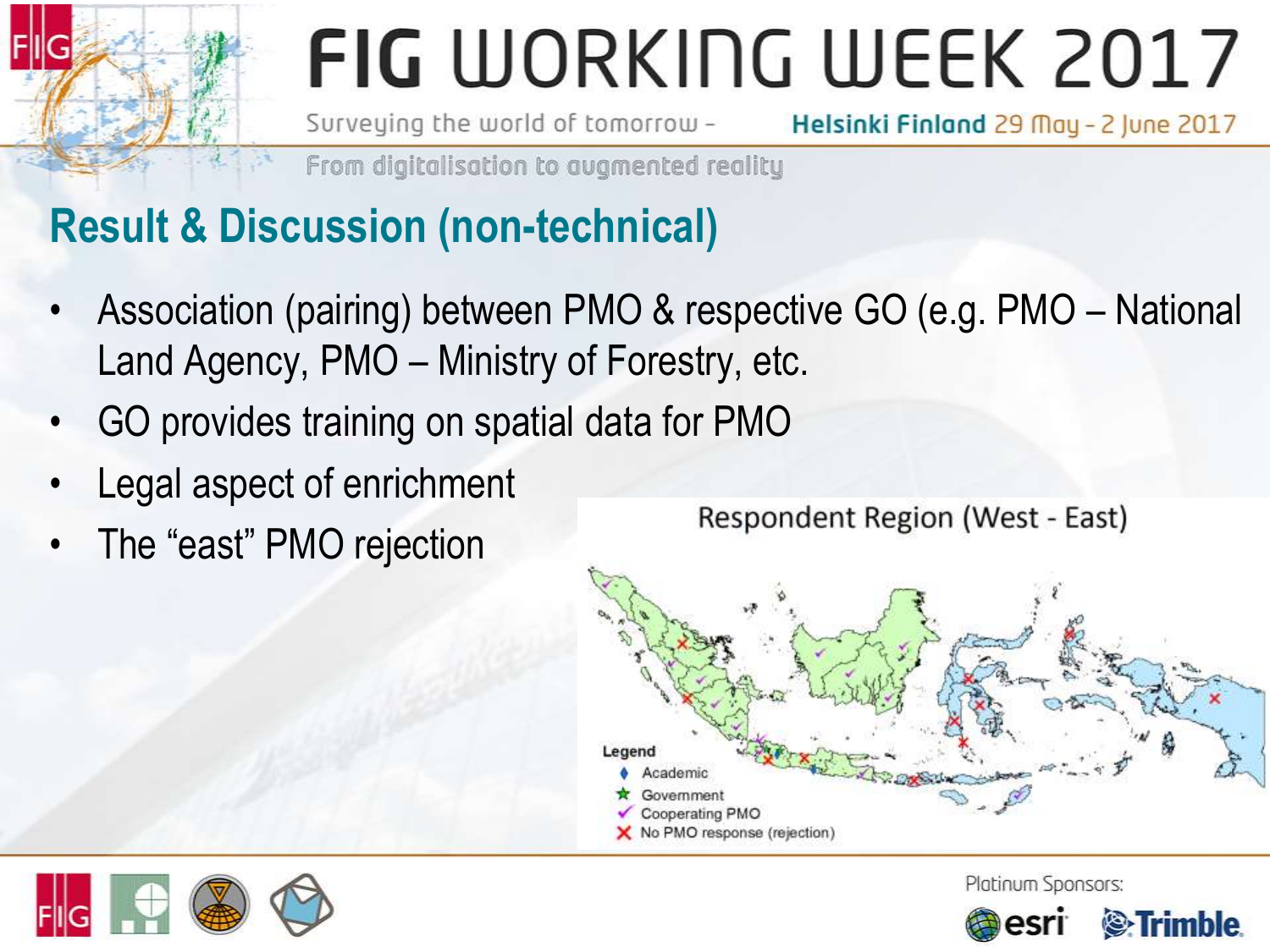## Result & Discussion (non-technical)

- Association (pairing) between PMO & respective GO (e.g. PMO – National Land Agency, PMO – Ministry of Forestry, etc.
- GO provides training on spatial data for PMO
- Legal aspect of enrichment
- The "east" PMO rejection

Respondent Region (West - East)

Legend
- Academic
- Government
- Cooperating PMO
- No PMO response (rejection)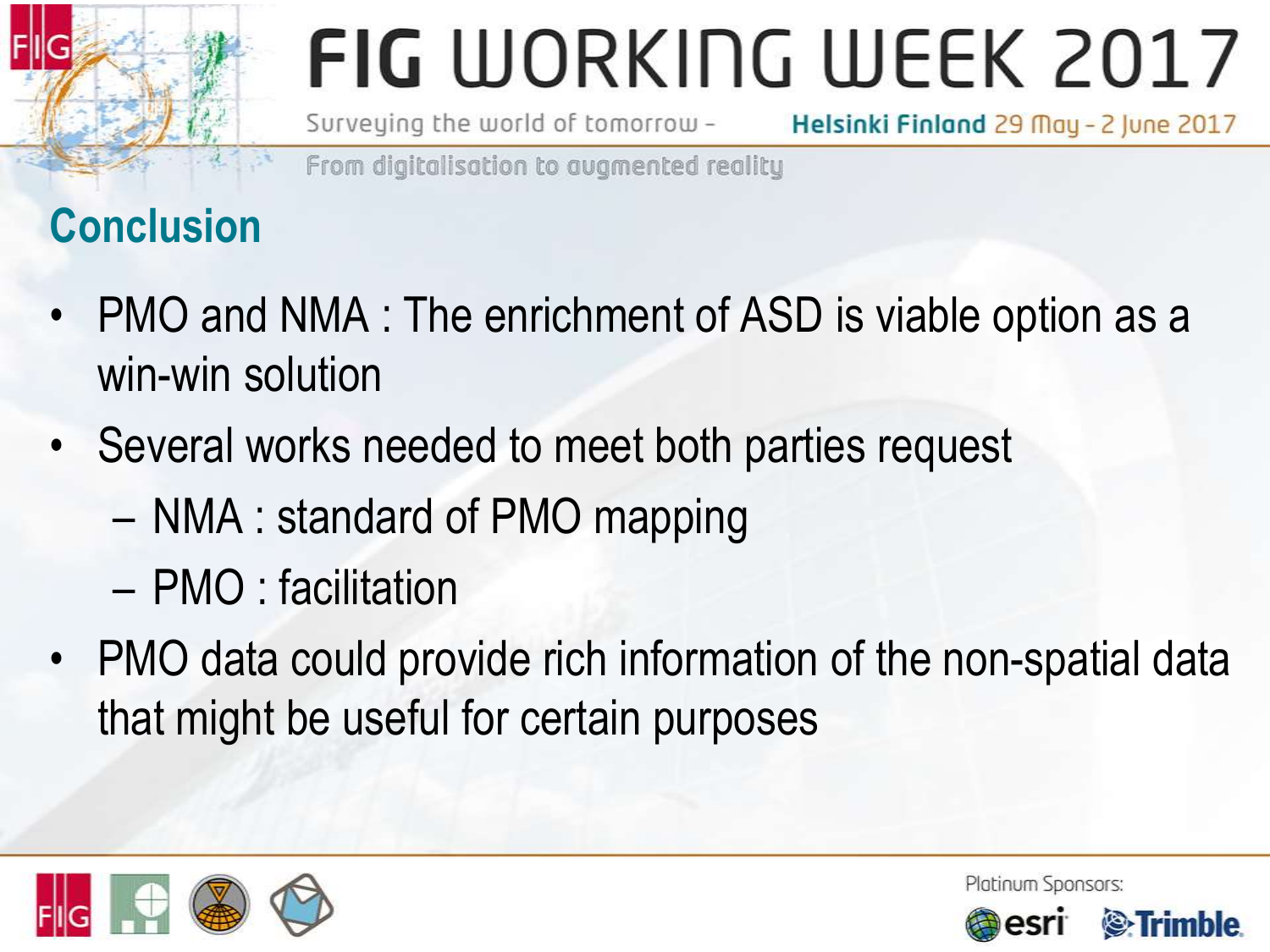## Conclusion

- PMO and NMA : The enrichment of ASD is viable option as a win-win solution
- Several works needed to meet both parties request
  - NMA : standard of PMO mapping
  - PMO : facilitation
- PMO data could provide rich information of the non-spatial data that might be useful for certain purposes